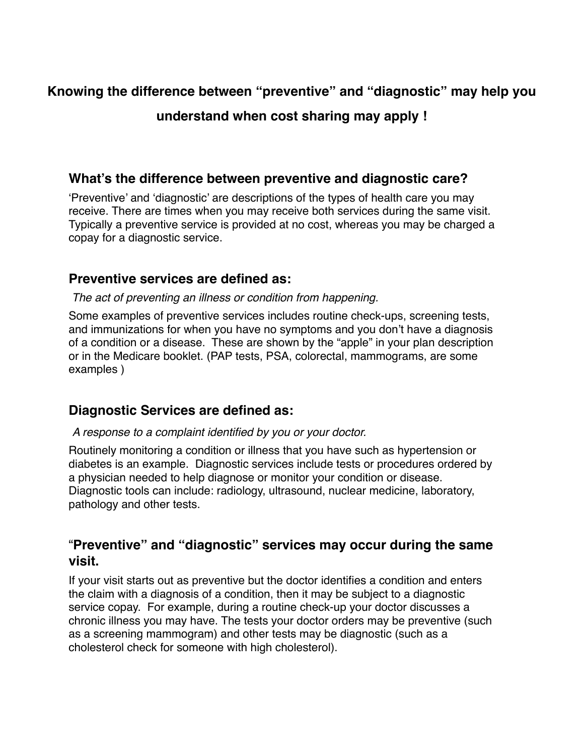**Knowing the difference between "preventive" and "diagnostic" may help you understand when cost sharing may apply !**

## What's the difference between preventive and diagnostic care?

'Preventive' and 'diagnostic' are descriptions of the types of health care you may receive. There are times when you may receive both services during the same visit. Typically a preventive service is provided at no cost, whereas you may be charged a copay for a diagnostic service.

## Preventive services are defined as:

*The act of preventing an illness or condition from happening.*

Some examples of preventive services includes routine check-ups, screening tests, and immunizations for when you have no symptoms and you don't have a diagnosis of a condition or a disease. These are shown by the "apple" in your plan description or in the Medicare booklet. (PAP tests, PSA, colorectal, mammograms, are some examples )

## Diagnostic Services are defined as:

*A response to a complaint identified by you or your doctor.*

Routinely monitoring a condition or illness that you have such as hypertension or diabetes is an example. Diagnostic services include tests or procedures ordered by a physician needed to help diagnose or monitor your condition or disease. Diagnostic tools can include: radiology, ultrasound, nuclear medicine, laboratory, pathology and other tests.

## "Preventive" and "diagnostic" services may occur during the same visit.

If your visit starts out as preventive but the doctor identifies a condition and enters the claim with a diagnosis of a condition, then it may be subject to a diagnostic service copay. For example, during a routine check-up your doctor discusses a chronic illness you may have. The tests your doctor orders may be preventive (such as a screening mammogram) and other tests may be diagnostic (such as a cholesterol check for someone with high cholesterol).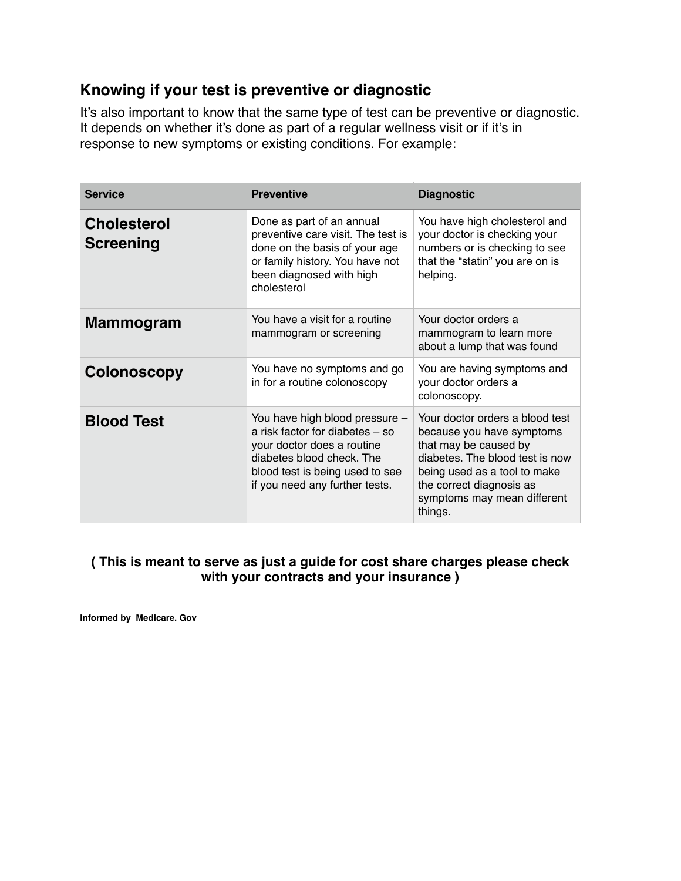## Knowing if your test is preventive or diagnostic

It's also important to know that the same type of test can be preventive or diagnostic. It depends on whether it's done as part of a regular wellness visit or if it's in response to new symptoms or existing conditions. For example:

| Service | Preventive | Diagnostic |
|---|---|---|
| **Cholesterol Screening** | Done as part of an annual preventive care visit. The test is done on the basis of your age or family history. You have not been diagnosed with high cholesterol | You have high cholesterol and your doctor is checking your numbers or is checking to see that the "statin" you are on is helping. |
| **Mammogram** | You have a visit for a routine mammogram or screening | Your doctor orders a mammogram to learn more about a lump that was found |
| **Colonoscopy** | You have no symptoms and go in for a routine colonoscopy | You are having symptoms and your doctor orders a colonoscopy. |
| **Blood Test** | You have high blood pressure – a risk factor for diabetes – so your doctor does a routine diabetes blood check. The blood test is being used to see if you need any further tests. | Your doctor orders a blood test because you have symptoms that may be caused by diabetes. The blood test is now being used as a tool to make the correct diagnosis as symptoms may mean different things. |

**( This is meant to serve as just a guide for cost share charges please check with your contracts and your insurance )**

**Informed by Medicare. Gov**